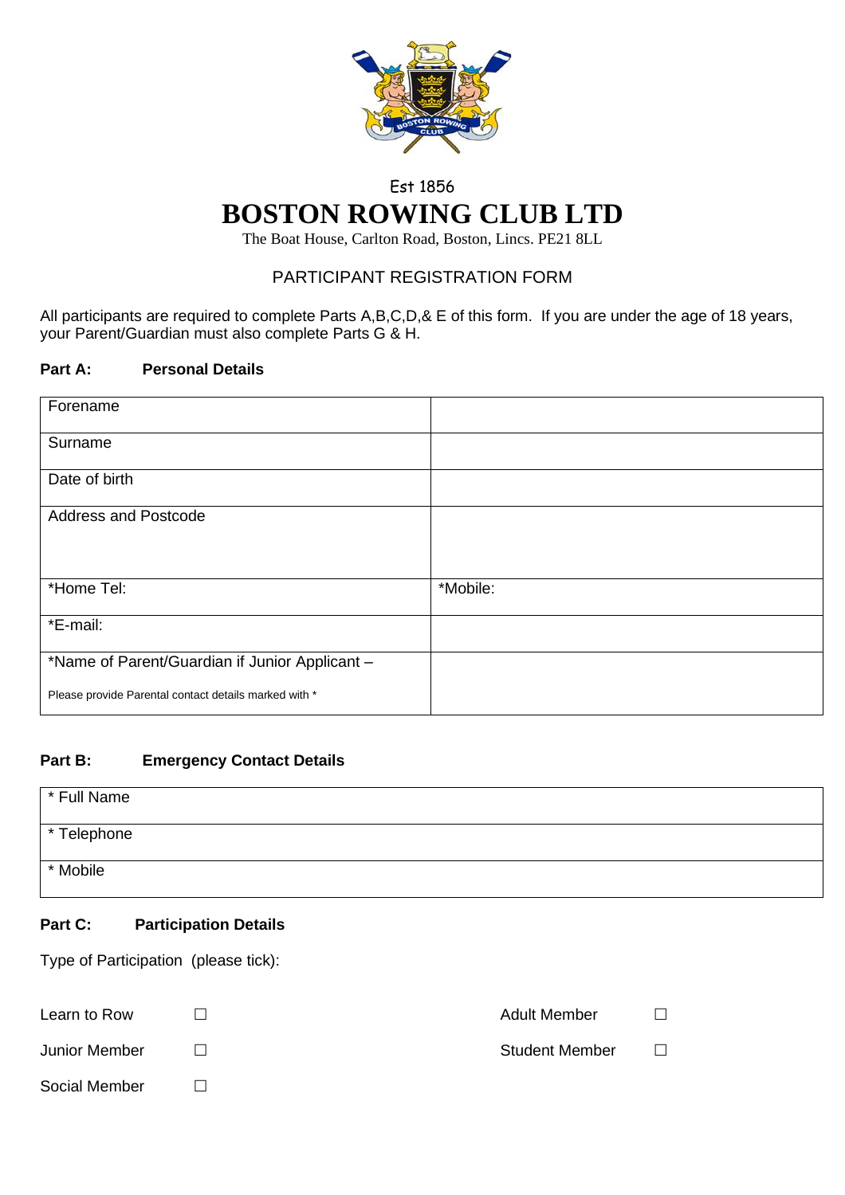Est 1856

# BOSTON ROWING CLUB LTD

The Boat House, Carlton Road, Boston, Lincs. PE21 8LL

## PARTICIPANT REGISTRATION FORM

All participants are required to complete Parts A,B,C,D,& E of this form. If you are under the age of 18 years, your Parent/Guardian must also complete Parts G & H.

### Part A: Personal Details

| | |
|---|---|
| Forename | |
| Surname | |
| Date of birth | |
| Address and Postcode | |
| *Home Tel: | *Mobile: |
| *E-mail: | |
| *Name of Parent/Guardian if Junior Applicant – <br> Please provide Parental contact details marked with * | |

### Part B: Emergency Contact Details

| |
|---|
| * Full Name |
| * Telephone |
| * Mobile |

### Part C: Participation Details

Type of Participation (please tick):

| | | | |
|---|---|---|---|
| Learn to Row | ☐ | Adult Member | ☐ |
| Junior Member | ☐ | Student Member | ☐ |
| Social Member | ☐ | | |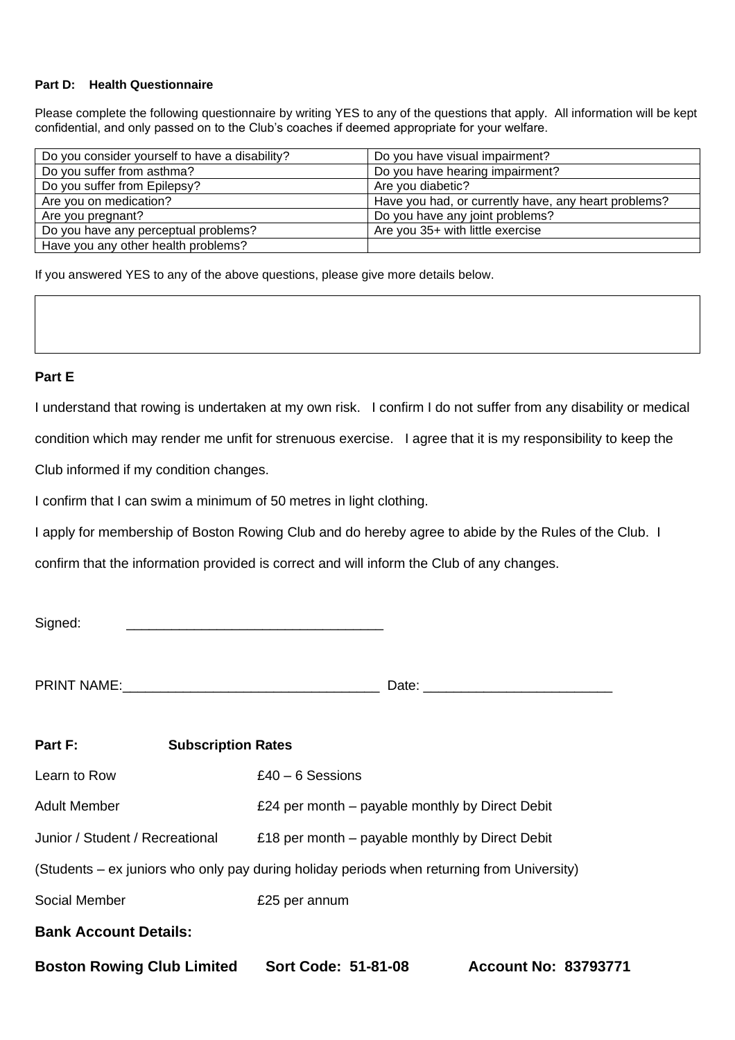**Part D: Health Questionnaire**

Please complete the following questionnaire by writing YES to any of the questions that apply. All information will be kept confidential, and only passed on to the Club's coaches if deemed appropriate for your welfare.

| | |
|---|---|
| Do you consider yourself to have a disability? | Do you have visual impairment? |
| Do you suffer from asthma? | Do you have hearing impairment? |
| Do you suffer from Epilepsy? | Are you diabetic? |
| Are you on medication? | Have you had, or currently have, any heart problems? |
| Are you pregnant? | Do you have any joint problems? |
| Do you have any perceptual problems? | Are you 35+ with little exercise |
| Have you any other health problems? | |

If you answered YES to any of the above questions, please give more details below.

| |
|---|
| |

**Part E**

I understand that rowing is undertaken at my own risk. I confirm I do not suffer from any disability or medical condition which may render me unfit for strenuous exercise. I agree that it is my responsibility to keep the Club informed if my condition changes.

I confirm that I can swim a minimum of 50 metres in light clothing.

I apply for membership of Boston Rowing Club and do hereby agree to abide by the Rules of the Club. I confirm that the information provided is correct and will inform the Club of any changes.

Signed: ___________________________________

PRINT NAME:___________________________________ Date: _________________________

**Part F: Subscription Rates**

Learn to Row — £40 – 6 Sessions

Adult Member — £24 per month – payable monthly by Direct Debit

Junior / Student / Recreational — £18 per month – payable monthly by Direct Debit

(Students – ex juniors who only pay during holiday periods when returning from University)

Social Member — £25 per annum

**Bank Account Details:**

**Boston Rowing Club Limited Sort Code: 51-81-08 Account No: 83793771**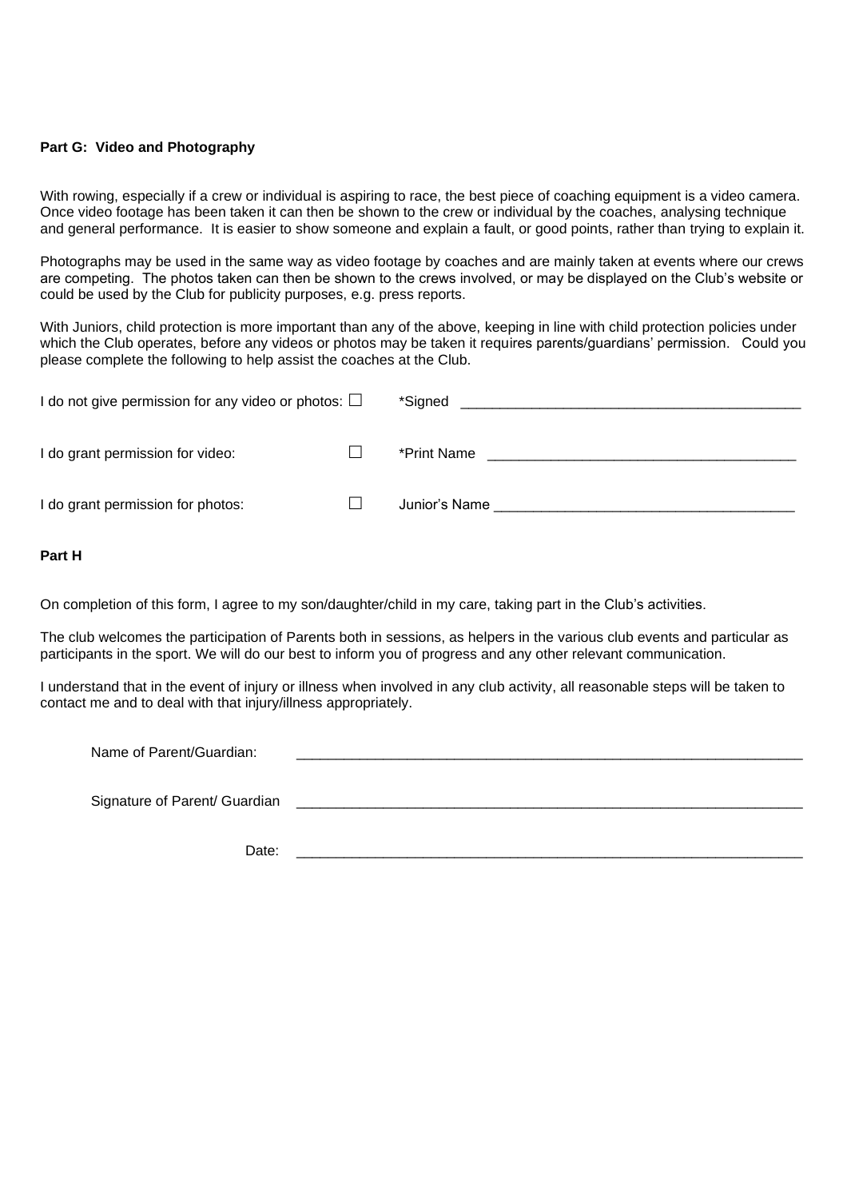**Part G: Video and Photography**

With rowing, especially if a crew or individual is aspiring to race, the best piece of coaching equipment is a video camera. Once video footage has been taken it can then be shown to the crew or individual by the coaches, analysing technique and general performance. It is easier to show someone and explain a fault, or good points, rather than trying to explain it.

Photographs may be used in the same way as video footage by coaches and are mainly taken at events where our crews are competing. The photos taken can then be shown to the crews involved, or may be displayed on the Club's website or could be used by the Club for publicity purposes, e.g. press reports.

With Juniors, child protection is more important than any of the above, keeping in line with child protection policies under which the Club operates, before any videos or photos may be taken it requires parents/guardians' permission. Could you please complete the following to help assist the coaches at the Club.

I do not give permission for any video or photos: ☐ *Signed ____________________________________________

I do grant permission for video: ☐ *Print Name ________________________________________

I do grant permission for photos: ☐ Junior's Name ______________________________________

**Part H**

On completion of this form, I agree to my son/daughter/child in my care, taking part in the Club's activities.

The club welcomes the participation of Parents both in sessions, as helpers in the various club events and particular as participants in the sport. We will do our best to inform you of progress and any other relevant communication.

I understand that in the event of injury or illness when involved in any club activity, all reasonable steps will be taken to contact me and to deal with that injury/illness appropriately.

Name of Parent/Guardian: ____________________________________________________________________

Signature of Parent/ Guardian ____________________________________________________________________

Date: ____________________________________________________________________